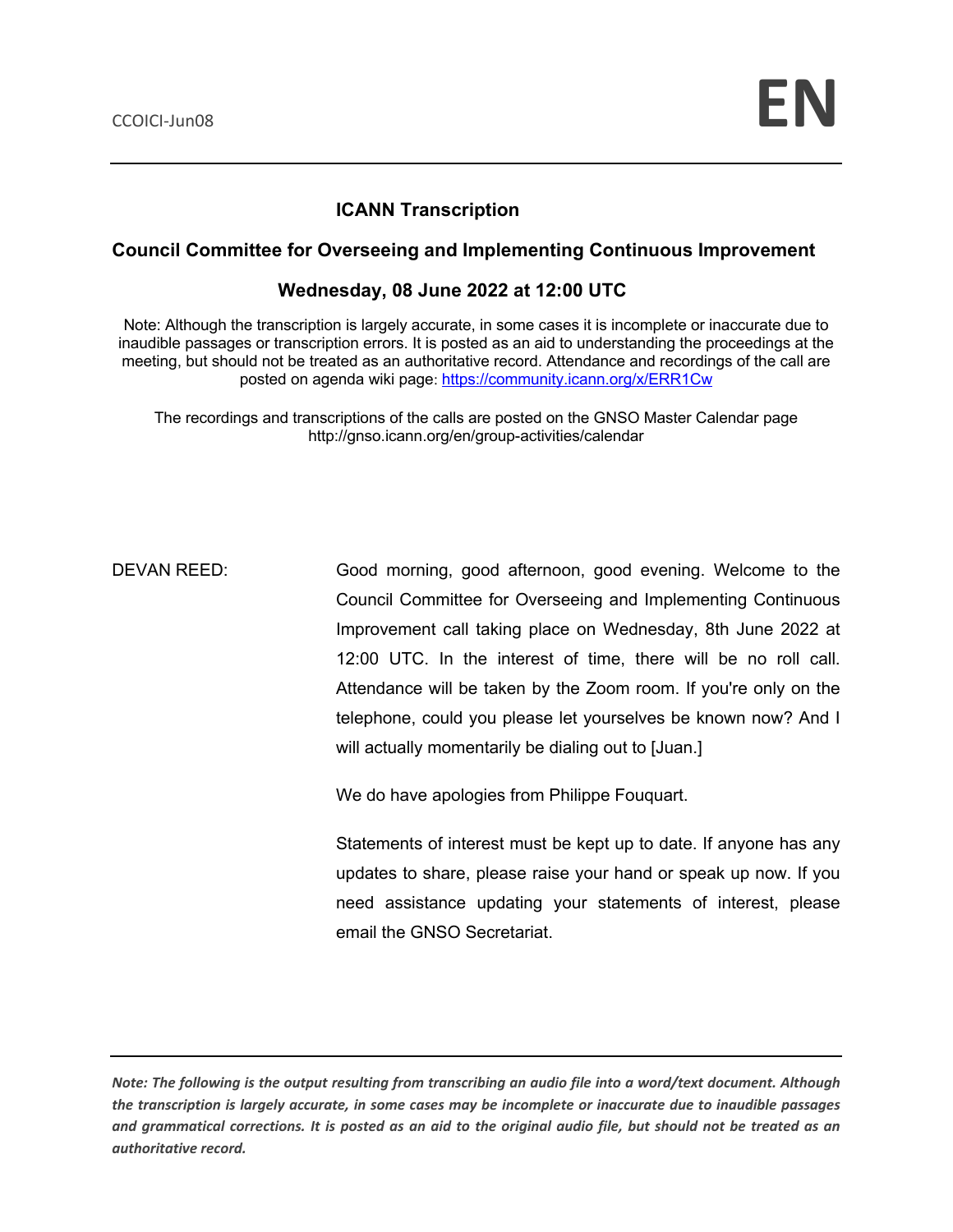# ICANN Transcription

## Council Committee for Overseeing and Implementing Continuous Improvement

### Wednesday, 08 June 2022 at 12:00 UTC

Note: Although the transcription is largely accurate, in some cases it is incomplete or inaccurate due to inaudible passages or transcription errors. It is posted as an aid to understanding the proceedings at the meeting, but should not be treated as an authoritative record. Attendance and recordings of the call are posted on agenda wiki page: https://community.icann.org/x/ERR1Cw

The recordings and transcriptions of the calls are posted on the GNSO Master Calendar page http://gnso.icann.org/en/group-activities/calendar

DEVAN REED: Good morning, good afternoon, good evening. Welcome to the Council Committee for Overseeing and Implementing Continuous Improvement call taking place on Wednesday, 8th June 2022 at 12:00 UTC. In the interest of time, there will be no roll call. Attendance will be taken by the Zoom room. If you're only on the telephone, could you please let yourselves be known now? And I will actually momentarily be dialing out to [Juan.]

We do have apologies from Philippe Fouquart.

Statements of interest must be kept up to date. If anyone has any updates to share, please raise your hand or speak up now. If you need assistance updating your statements of interest, please email the GNSO Secretariat.

*Note: The following is the output resulting from transcribing an audio file into a word/text document. Although the transcription is largely accurate, in some cases may be incomplete or inaccurate due to inaudible passages and grammatical corrections. It is posted as an aid to the original audio file, but should not be treated as an authoritative record.*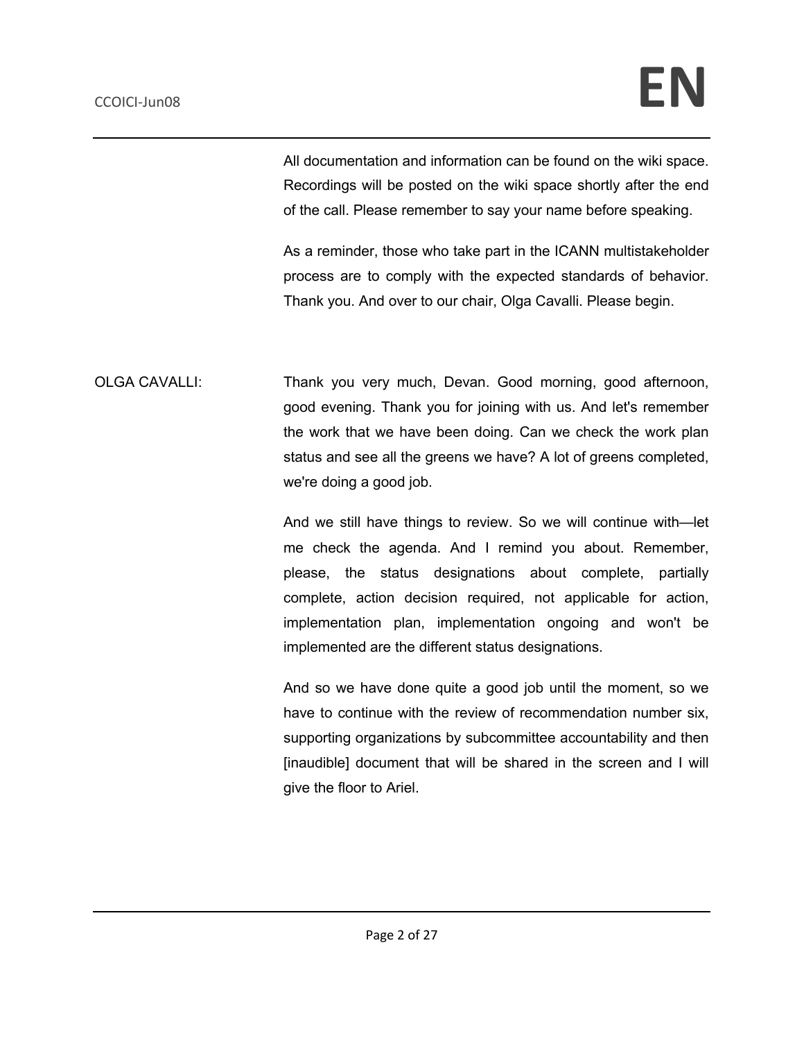All documentation and information can be found on the wiki space. Recordings will be posted on the wiki space shortly after the end of the call. Please remember to say your name before speaking.

As a reminder, those who take part in the ICANN multistakeholder process are to comply with the expected standards of behavior. Thank you. And over to our chair, Olga Cavalli. Please begin.

OLGA CAVALLI: Thank you very much, Devan. Good morning, good afternoon, good evening. Thank you for joining with us. And let's remember the work that we have been doing. Can we check the work plan status and see all the greens we have? A lot of greens completed, we're doing a good job.

And we still have things to review. So we will continue with—let me check the agenda. And I remind you about. Remember, please, the status designations about complete, partially complete, action decision required, not applicable for action, implementation plan, implementation ongoing and won't be implemented are the different status designations.

And so we have done quite a good job until the moment, so we have to continue with the review of recommendation number six, supporting organizations by subcommittee accountability and then [inaudible] document that will be shared in the screen and I will give the floor to Ariel.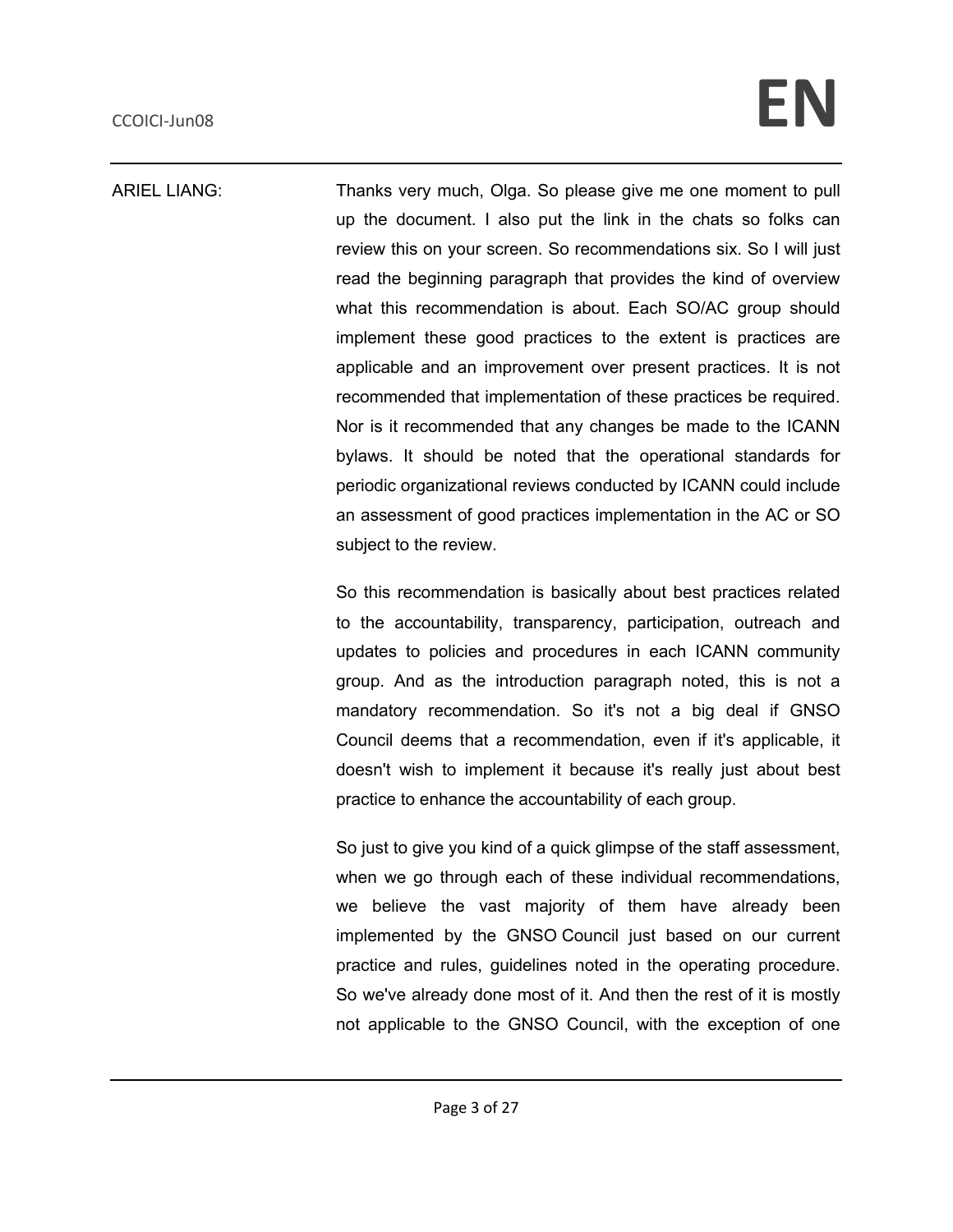ARIEL LIANG: Thanks very much, Olga. So please give me one moment to pull up the document. I also put the link in the chats so folks can review this on your screen. So recommendations six. So I will just read the beginning paragraph that provides the kind of overview what this recommendation is about. Each SO/AC group should implement these good practices to the extent is practices are applicable and an improvement over present practices. It is not recommended that implementation of these practices be required. Nor is it recommended that any changes be made to the ICANN bylaws. It should be noted that the operational standards for periodic organizational reviews conducted by ICANN could include an assessment of good practices implementation in the AC or SO subject to the review.

So this recommendation is basically about best practices related to the accountability, transparency, participation, outreach and updates to policies and procedures in each ICANN community group. And as the introduction paragraph noted, this is not a mandatory recommendation. So it's not a big deal if GNSO Council deems that a recommendation, even if it's applicable, it doesn't wish to implement it because it's really just about best practice to enhance the accountability of each group.

So just to give you kind of a quick glimpse of the staff assessment, when we go through each of these individual recommendations, we believe the vast majority of them have already been implemented by the GNSO Council just based on our current practice and rules, guidelines noted in the operating procedure. So we've already done most of it. And then the rest of it is mostly not applicable to the GNSO Council, with the exception of one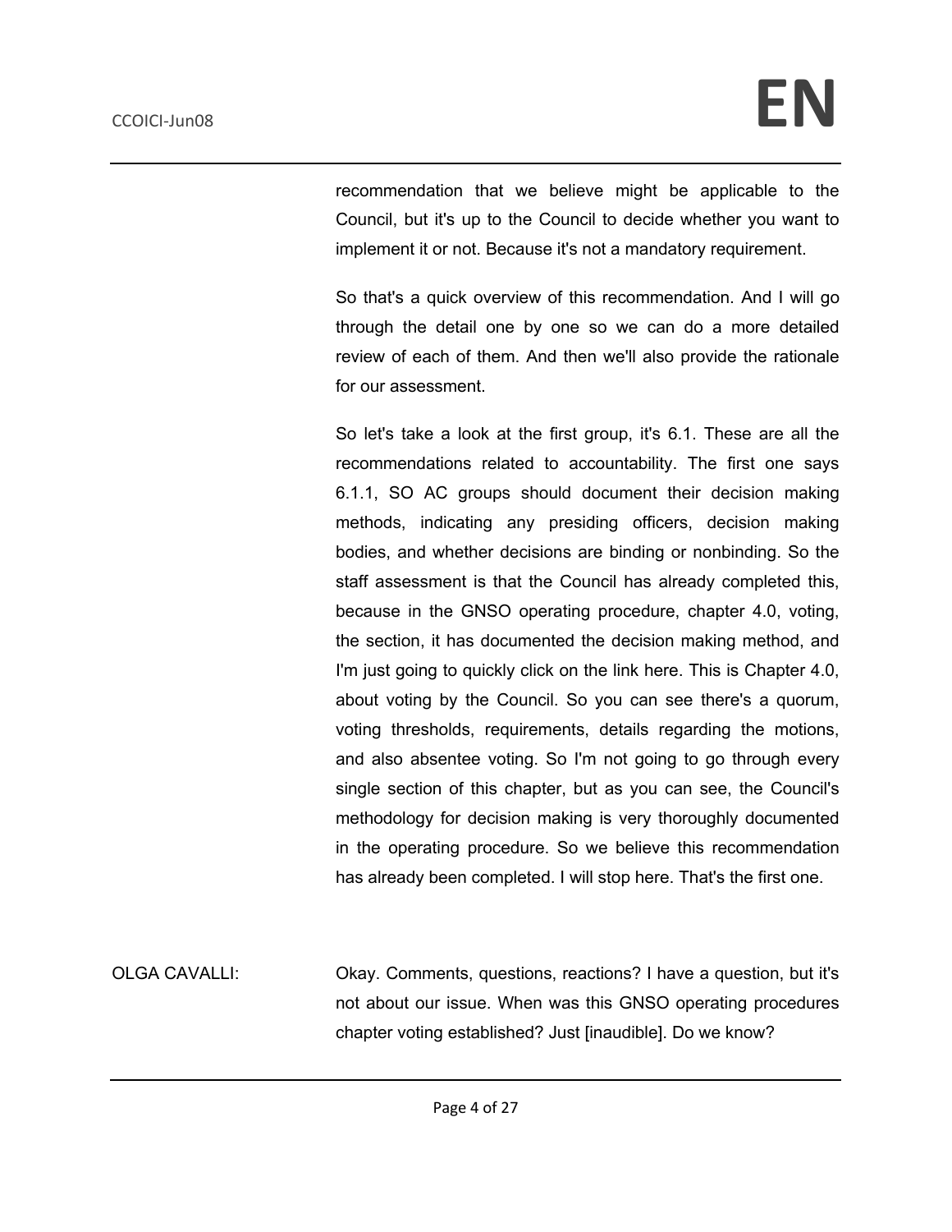recommendation that we believe might be applicable to the Council, but it's up to the Council to decide whether you want to implement it or not. Because it's not a mandatory requirement.

So that's a quick overview of this recommendation. And I will go through the detail one by one so we can do a more detailed review of each of them. And then we'll also provide the rationale for our assessment.

So let's take a look at the first group, it's 6.1. These are all the recommendations related to accountability. The first one says 6.1.1, SO AC groups should document their decision making methods, indicating any presiding officers, decision making bodies, and whether decisions are binding or nonbinding. So the staff assessment is that the Council has already completed this, because in the GNSO operating procedure, chapter 4.0, voting, the section, it has documented the decision making method, and I'm just going to quickly click on the link here. This is Chapter 4.0, about voting by the Council. So you can see there's a quorum, voting thresholds, requirements, details regarding the motions, and also absentee voting. So I'm not going to go through every single section of this chapter, but as you can see, the Council's methodology for decision making is very thoroughly documented in the operating procedure. So we believe this recommendation has already been completed. I will stop here. That's the first one.

OLGA CAVALLI: Okay. Comments, questions, reactions? I have a question, but it's not about our issue. When was this GNSO operating procedures chapter voting established? Just [inaudible]. Do we know?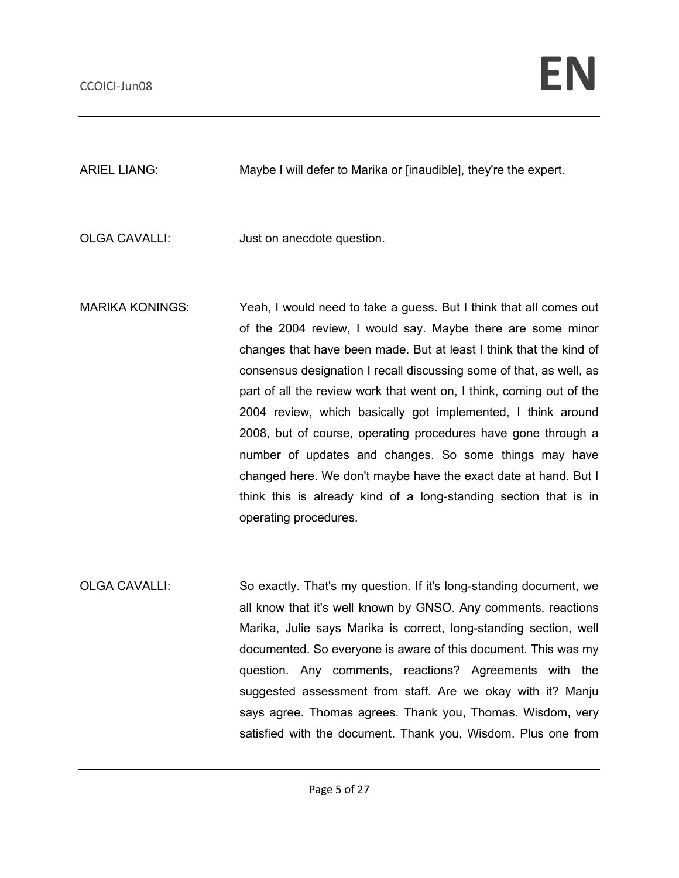ARIEL LIANG: Maybe I will defer to Marika or [inaudible], they're the expert.

OLGA CAVALLI: Just on anecdote question.

MARIKA KONINGS: Yeah, I would need to take a guess. But I think that all comes out of the 2004 review, I would say. Maybe there are some minor changes that have been made. But at least I think that the kind of consensus designation I recall discussing some of that, as well, as part of all the review work that went on, I think, coming out of the 2004 review, which basically got implemented, I think around 2008, but of course, operating procedures have gone through a number of updates and changes. So some things may have changed here. We don't maybe have the exact date at hand. But I think this is already kind of a long-standing section that is in operating procedures.

OLGA CAVALLI: So exactly. That's my question. If it's long-standing document, we all know that it's well known by GNSO. Any comments, reactions Marika, Julie says Marika is correct, long-standing section, well documented. So everyone is aware of this document. This was my question. Any comments, reactions? Agreements with the suggested assessment from staff. Are we okay with it? Manju says agree. Thomas agrees. Thank you, Thomas. Wisdom, very satisfied with the document. Thank you, Wisdom. Plus one from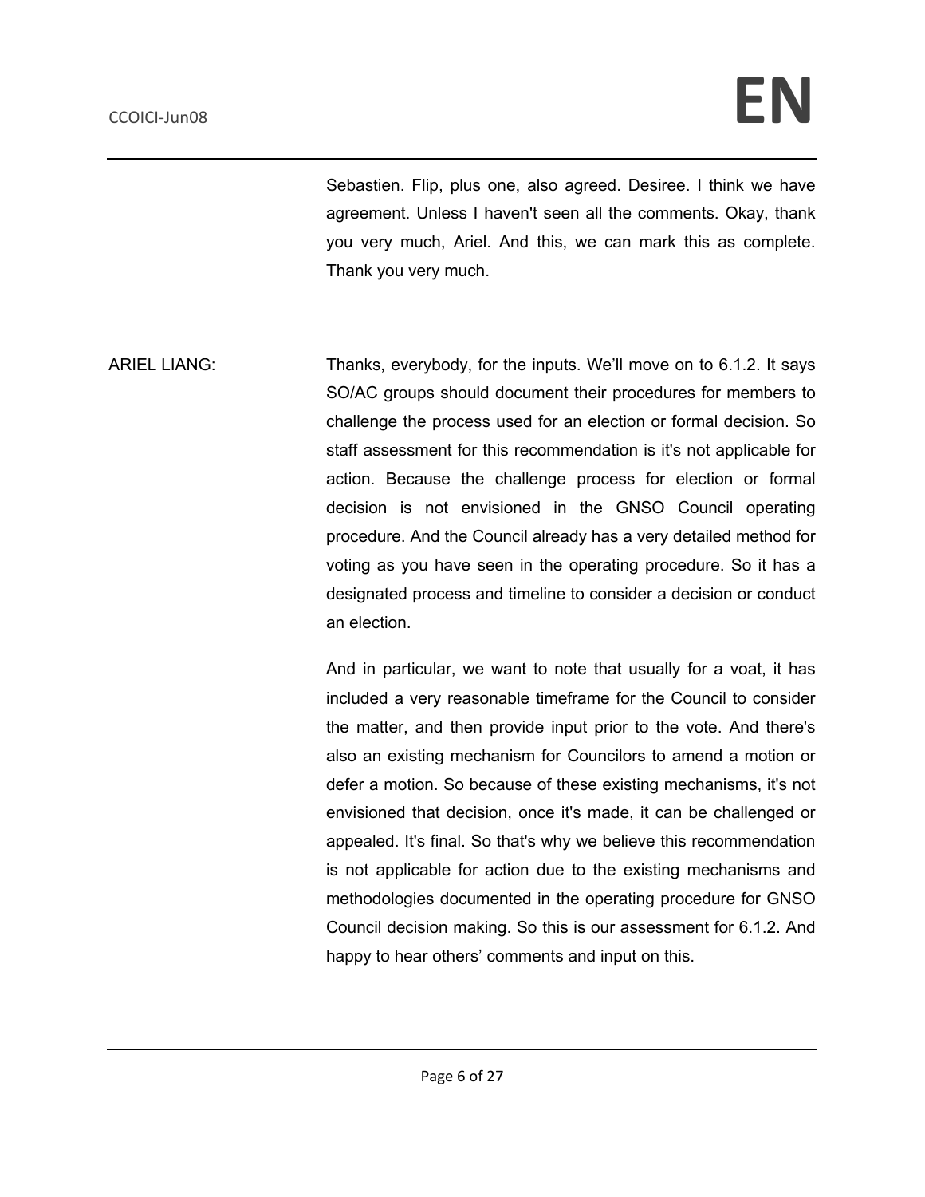Sebastien. Flip, plus one, also agreed. Desiree. I think we have agreement. Unless I haven't seen all the comments. Okay, thank you very much, Ariel. And this, we can mark this as complete. Thank you very much.

ARIEL LIANG: Thanks, everybody, for the inputs. We'll move on to 6.1.2. It says SO/AC groups should document their procedures for members to challenge the process used for an election or formal decision. So staff assessment for this recommendation is it's not applicable for action. Because the challenge process for election or formal decision is not envisioned in the GNSO Council operating procedure. And the Council already has a very detailed method for voting as you have seen in the operating procedure. So it has a designated process and timeline to consider a decision or conduct an election.

And in particular, we want to note that usually for a voat, it has included a very reasonable timeframe for the Council to consider the matter, and then provide input prior to the vote. And there's also an existing mechanism for Councilors to amend a motion or defer a motion. So because of these existing mechanisms, it's not envisioned that decision, once it's made, it can be challenged or appealed. It's final. So that's why we believe this recommendation is not applicable for action due to the existing mechanisms and methodologies documented in the operating procedure for GNSO Council decision making. So this is our assessment for 6.1.2. And happy to hear others' comments and input on this.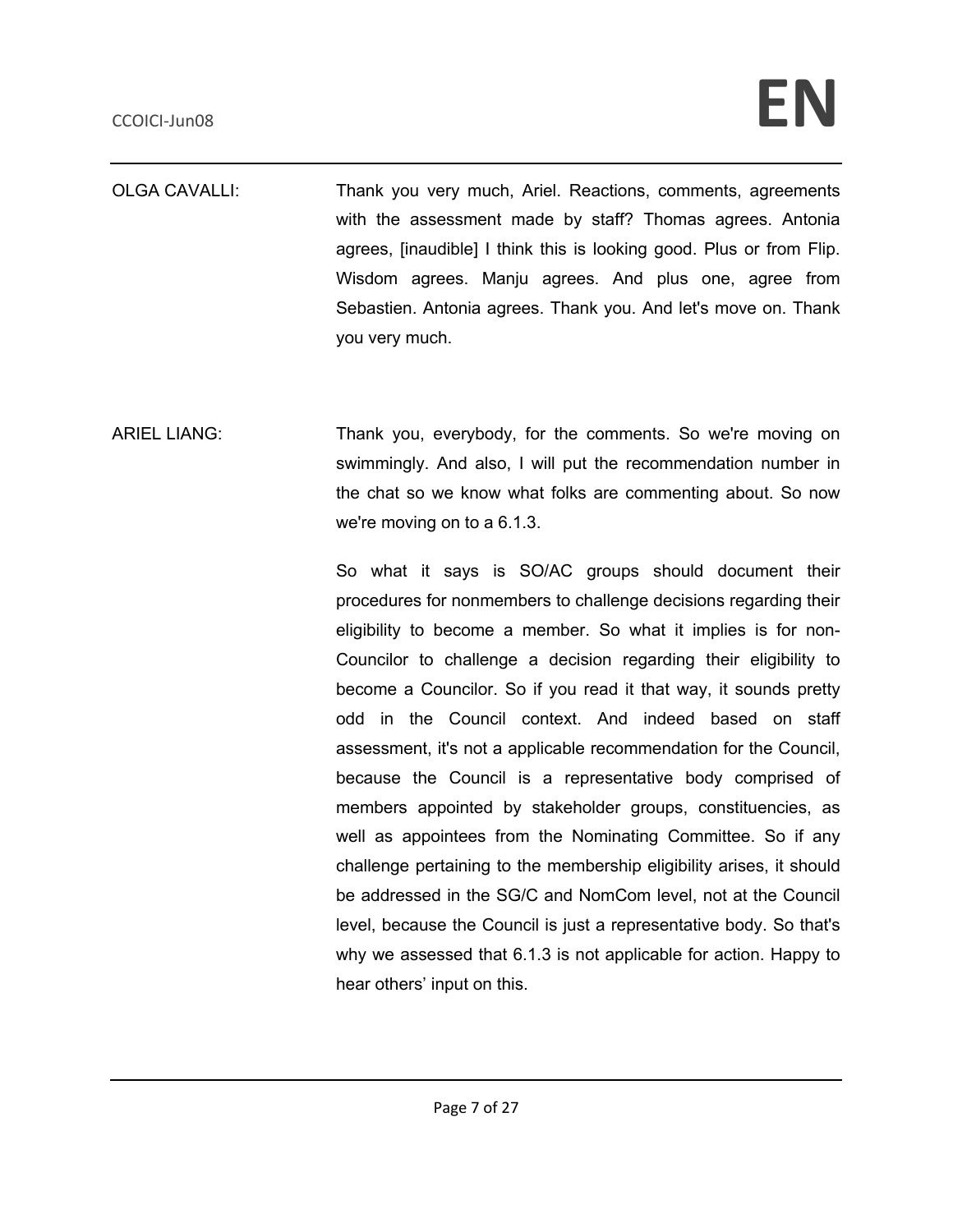OLGA CAVALLI: Thank you very much, Ariel. Reactions, comments, agreements with the assessment made by staff? Thomas agrees. Antonia agrees, [inaudible] I think this is looking good. Plus or from Flip. Wisdom agrees. Manju agrees. And plus one, agree from Sebastien. Antonia agrees. Thank you. And let's move on. Thank you very much.

ARIEL LIANG: Thank you, everybody, for the comments. So we're moving on swimmingly. And also, I will put the recommendation number in the chat so we know what folks are commenting about. So now we're moving on to a 6.1.3.

So what it says is SO/AC groups should document their procedures for nonmembers to challenge decisions regarding their eligibility to become a member. So what it implies is for non-Councilor to challenge a decision regarding their eligibility to become a Councilor. So if you read it that way, it sounds pretty odd in the Council context. And indeed based on staff assessment, it's not a applicable recommendation for the Council, because the Council is a representative body comprised of members appointed by stakeholder groups, constituencies, as well as appointees from the Nominating Committee. So if any challenge pertaining to the membership eligibility arises, it should be addressed in the SG/C and NomCom level, not at the Council level, because the Council is just a representative body. So that's why we assessed that 6.1.3 is not applicable for action. Happy to hear others' input on this.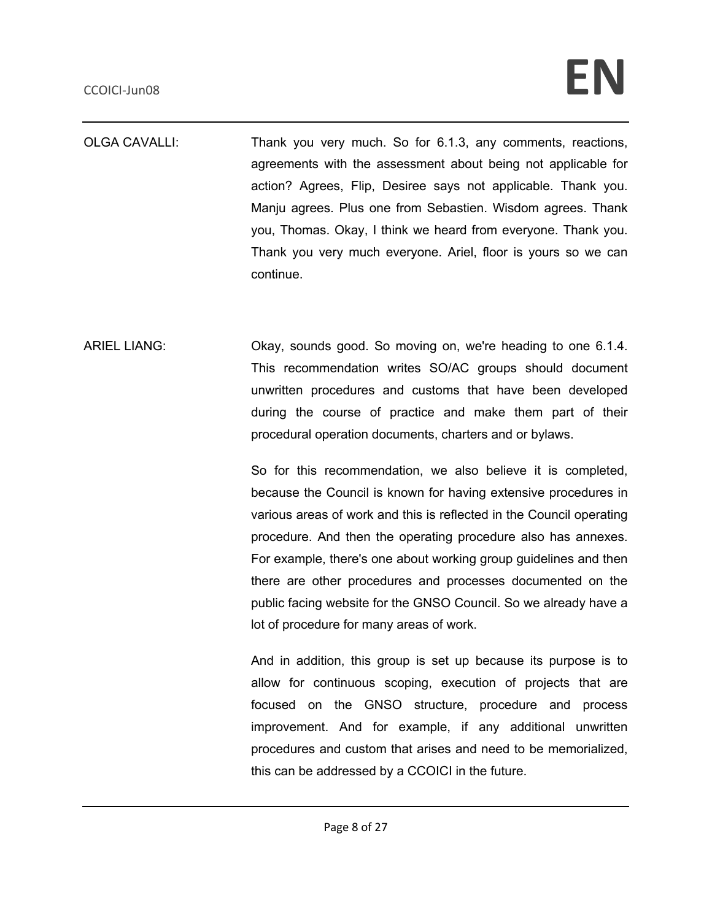OLGA CAVALLI: Thank you very much. So for 6.1.3, any comments, reactions, agreements with the assessment about being not applicable for action? Agrees, Flip, Desiree says not applicable. Thank you. Manju agrees. Plus one from Sebastien. Wisdom agrees. Thank you, Thomas. Okay, I think we heard from everyone. Thank you. Thank you very much everyone. Ariel, floor is yours so we can continue.

ARIEL LIANG: Okay, sounds good. So moving on, we're heading to one 6.1.4. This recommendation writes SO/AC groups should document unwritten procedures and customs that have been developed during the course of practice and make them part of their procedural operation documents, charters and or bylaws.

So for this recommendation, we also believe it is completed, because the Council is known for having extensive procedures in various areas of work and this is reflected in the Council operating procedure. And then the operating procedure also has annexes. For example, there's one about working group guidelines and then there are other procedures and processes documented on the public facing website for the GNSO Council. So we already have a lot of procedure for many areas of work.

And in addition, this group is set up because its purpose is to allow for continuous scoping, execution of projects that are focused on the GNSO structure, procedure and process improvement. And for example, if any additional unwritten procedures and custom that arises and need to be memorialized, this can be addressed by a CCOICI in the future.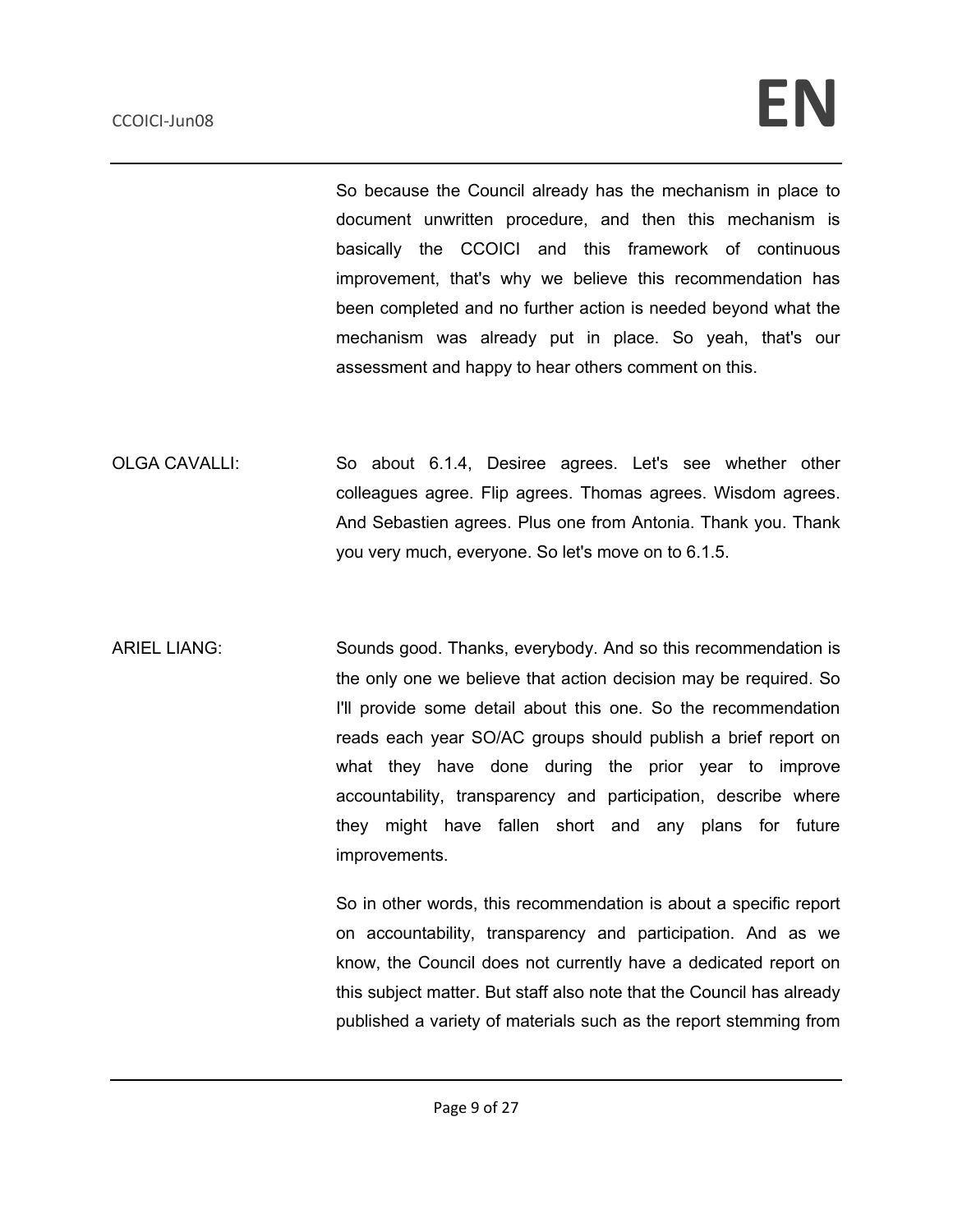So because the Council already has the mechanism in place to document unwritten procedure, and then this mechanism is basically the CCOICI and this framework of continuous improvement, that's why we believe this recommendation has been completed and no further action is needed beyond what the mechanism was already put in place. So yeah, that's our assessment and happy to hear others comment on this.

OLGA CAVALLI: So about 6.1.4, Desiree agrees. Let's see whether other colleagues agree. Flip agrees. Thomas agrees. Wisdom agrees. And Sebastien agrees. Plus one from Antonia. Thank you. Thank you very much, everyone. So let's move on to 6.1.5.

ARIEL LIANG: Sounds good. Thanks, everybody. And so this recommendation is the only one we believe that action decision may be required. So I'll provide some detail about this one. So the recommendation reads each year SO/AC groups should publish a brief report on what they have done during the prior year to improve accountability, transparency and participation, describe where they might have fallen short and any plans for future improvements.

So in other words, this recommendation is about a specific report on accountability, transparency and participation. And as we know, the Council does not currently have a dedicated report on this subject matter. But staff also note that the Council has already published a variety of materials such as the report stemming from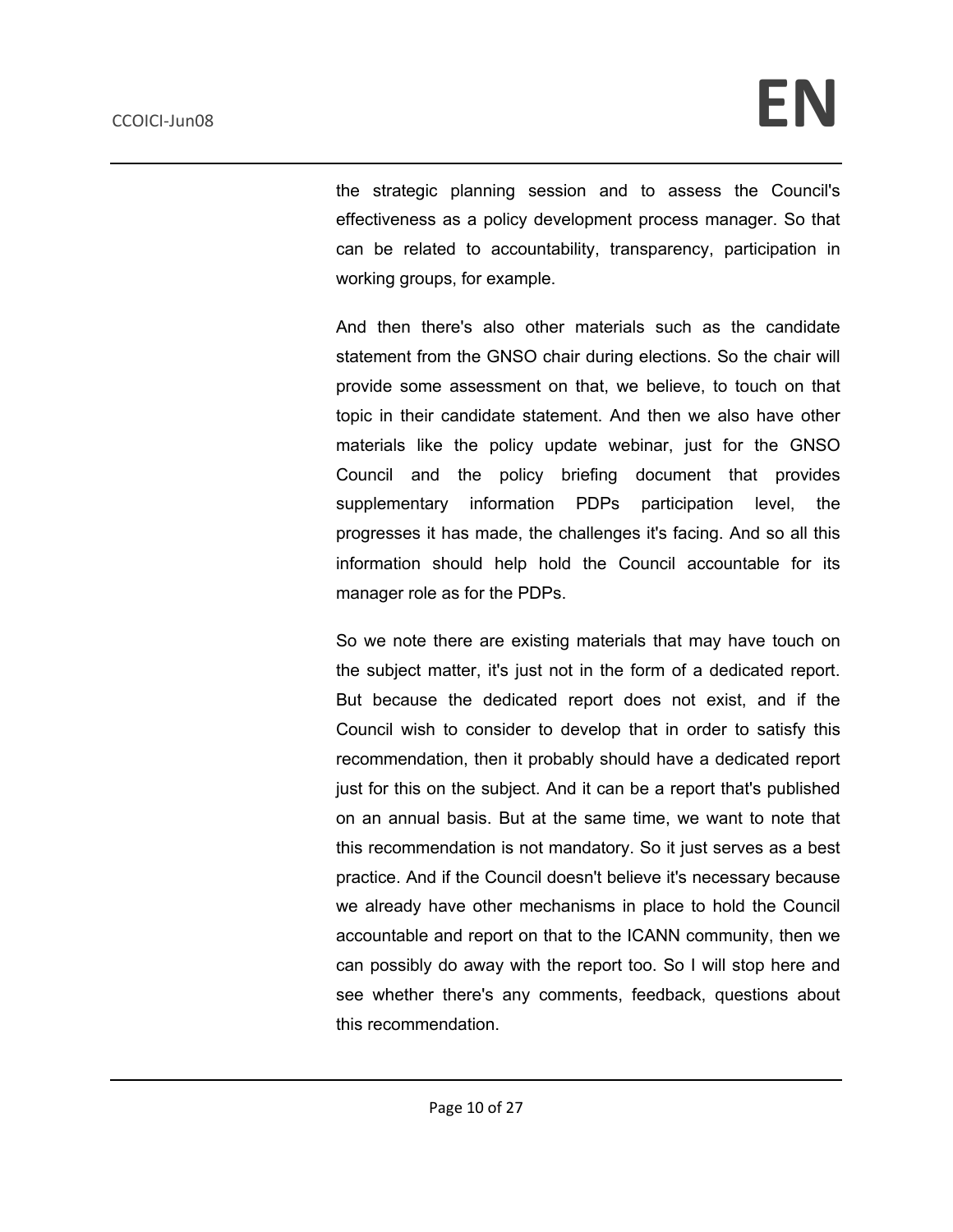the strategic planning session and to assess the Council's effectiveness as a policy development process manager. So that can be related to accountability, transparency, participation in working groups, for example.

And then there's also other materials such as the candidate statement from the GNSO chair during elections. So the chair will provide some assessment on that, we believe, to touch on that topic in their candidate statement. And then we also have other materials like the policy update webinar, just for the GNSO Council and the policy briefing document that provides supplementary information PDPs participation level, the progresses it has made, the challenges it's facing. And so all this information should help hold the Council accountable for its manager role as for the PDPs.

So we note there are existing materials that may have touch on the subject matter, it's just not in the form of a dedicated report. But because the dedicated report does not exist, and if the Council wish to consider to develop that in order to satisfy this recommendation, then it probably should have a dedicated report just for this on the subject. And it can be a report that's published on an annual basis. But at the same time, we want to note that this recommendation is not mandatory. So it just serves as a best practice. And if the Council doesn't believe it's necessary because we already have other mechanisms in place to hold the Council accountable and report on that to the ICANN community, then we can possibly do away with the report too. So I will stop here and see whether there's any comments, feedback, questions about this recommendation.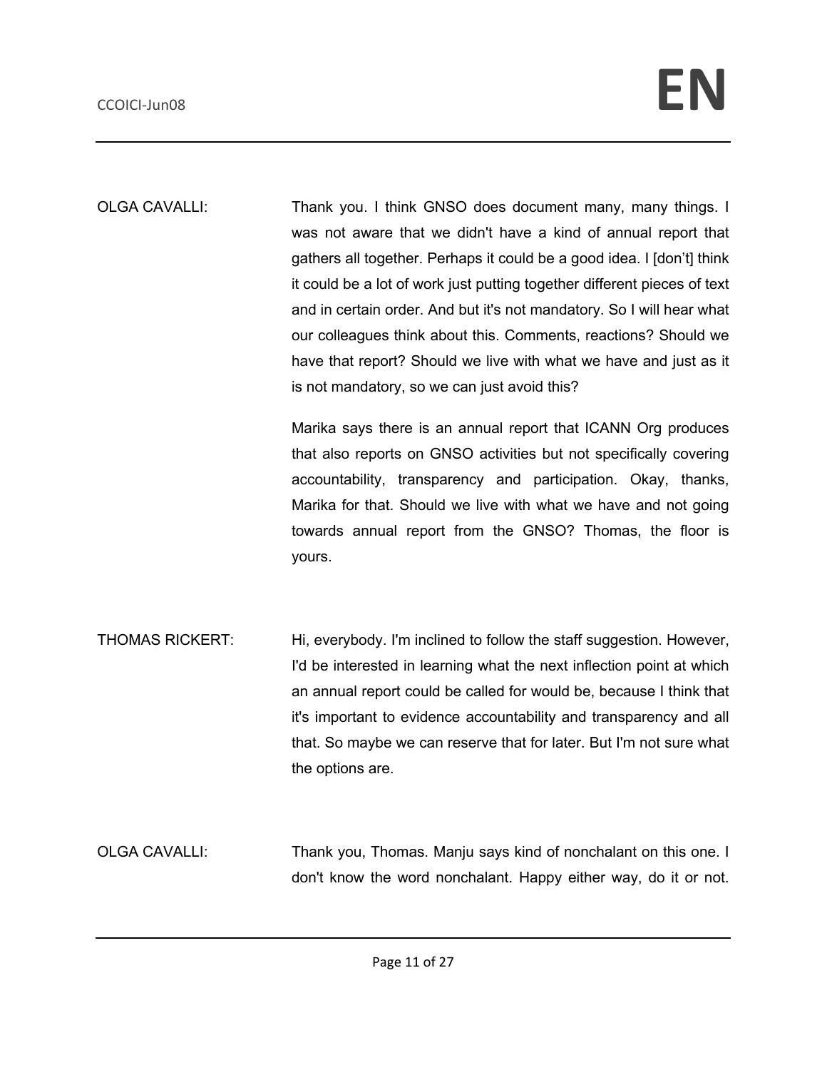OLGA CAVALLI: Thank you. I think GNSO does document many, many things. I was not aware that we didn't have a kind of annual report that gathers all together. Perhaps it could be a good idea. I [don't] think it could be a lot of work just putting together different pieces of text and in certain order. And but it's not mandatory. So I will hear what our colleagues think about this. Comments, reactions? Should we have that report? Should we live with what we have and just as it is not mandatory, so we can just avoid this?

Marika says there is an annual report that ICANN Org produces that also reports on GNSO activities but not specifically covering accountability, transparency and participation. Okay, thanks, Marika for that. Should we live with what we have and not going towards annual report from the GNSO? Thomas, the floor is yours.

THOMAS RICKERT: Hi, everybody. I'm inclined to follow the staff suggestion. However, I'd be interested in learning what the next inflection point at which an annual report could be called for would be, because I think that it's important to evidence accountability and transparency and all that. So maybe we can reserve that for later. But I'm not sure what the options are.

OLGA CAVALLI: Thank you, Thomas. Manju says kind of nonchalant on this one. I don't know the word nonchalant. Happy either way, do it or not.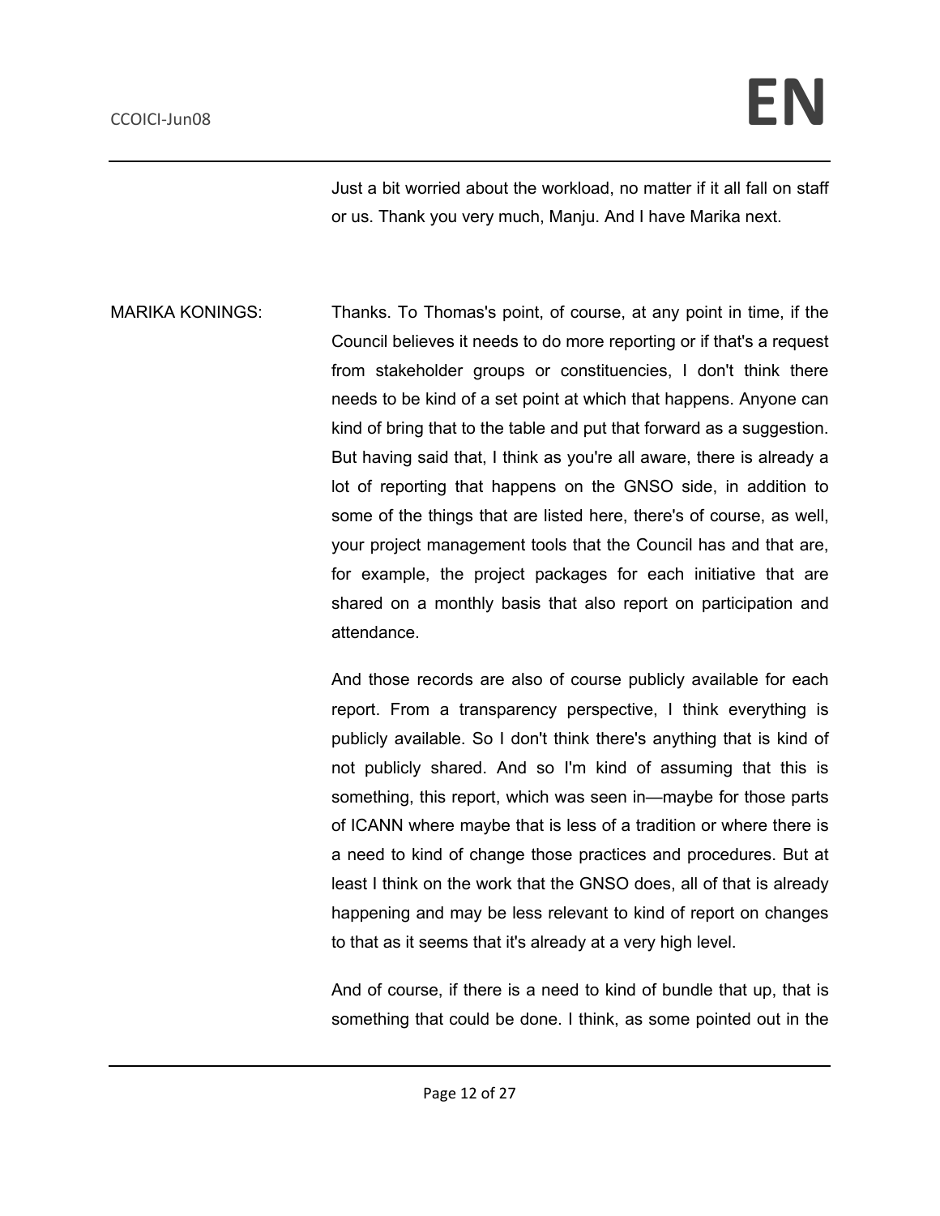Just a bit worried about the workload, no matter if it all fall on staff or us. Thank you very much, Manju. And I have Marika next.

MARIKA KONINGS: Thanks. To Thomas's point, of course, at any point in time, if the Council believes it needs to do more reporting or if that's a request from stakeholder groups or constituencies, I don't think there needs to be kind of a set point at which that happens. Anyone can kind of bring that to the table and put that forward as a suggestion. But having said that, I think as you're all aware, there is already a lot of reporting that happens on the GNSO side, in addition to some of the things that are listed here, there's of course, as well, your project management tools that the Council has and that are, for example, the project packages for each initiative that are shared on a monthly basis that also report on participation and attendance.

And those records are also of course publicly available for each report. From a transparency perspective, I think everything is publicly available. So I don't think there's anything that is kind of not publicly shared. And so I'm kind of assuming that this is something, this report, which was seen in—maybe for those parts of ICANN where maybe that is less of a tradition or where there is a need to kind of change those practices and procedures. But at least I think on the work that the GNSO does, all of that is already happening and may be less relevant to kind of report on changes to that as it seems that it's already at a very high level.

And of course, if there is a need to kind of bundle that up, that is something that could be done. I think, as some pointed out in the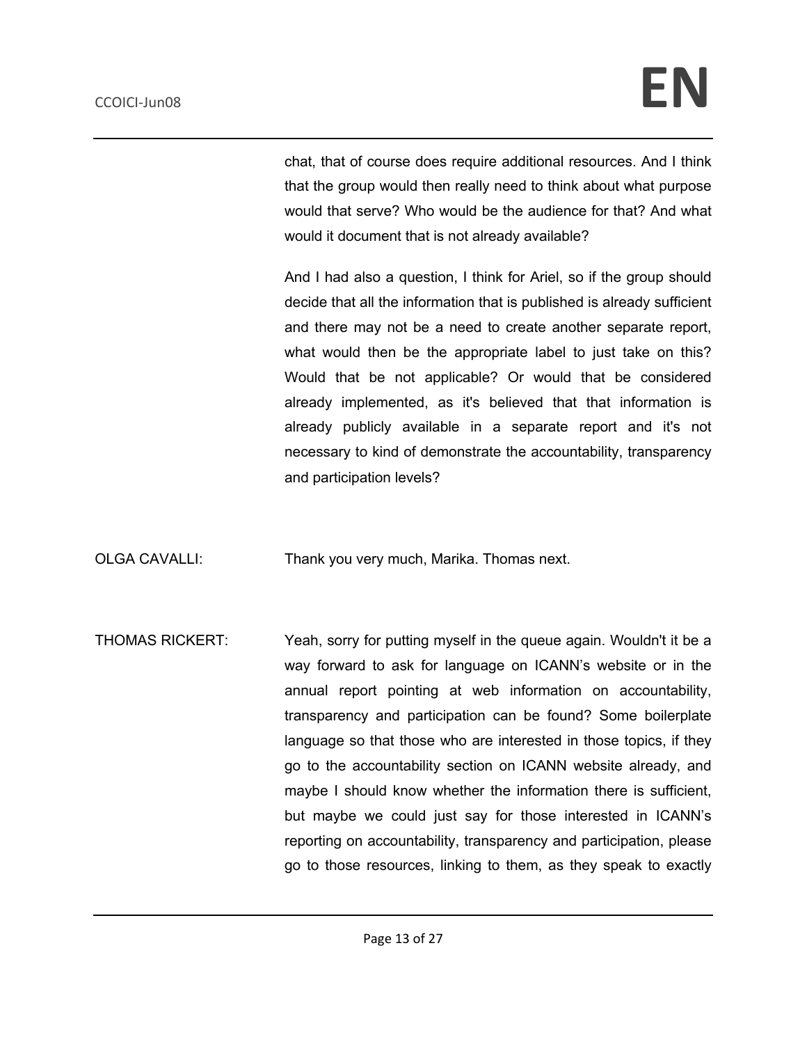chat, that of course does require additional resources. And I think that the group would then really need to think about what purpose would that serve? Who would be the audience for that? And what would it document that is not already available?

And I had also a question, I think for Ariel, so if the group should decide that all the information that is published is already sufficient and there may not be a need to create another separate report, what would then be the appropriate label to just take on this? Would that be not applicable? Or would that be considered already implemented, as it's believed that that information is already publicly available in a separate report and it's not necessary to kind of demonstrate the accountability, transparency and participation levels?

OLGA CAVALLI: Thank you very much, Marika. Thomas next.

THOMAS RICKERT: Yeah, sorry for putting myself in the queue again. Wouldn't it be a way forward to ask for language on ICANN's website or in the annual report pointing at web information on accountability, transparency and participation can be found? Some boilerplate language so that those who are interested in those topics, if they go to the accountability section on ICANN website already, and maybe I should know whether the information there is sufficient, but maybe we could just say for those interested in ICANN's reporting on accountability, transparency and participation, please go to those resources, linking to them, as they speak to exactly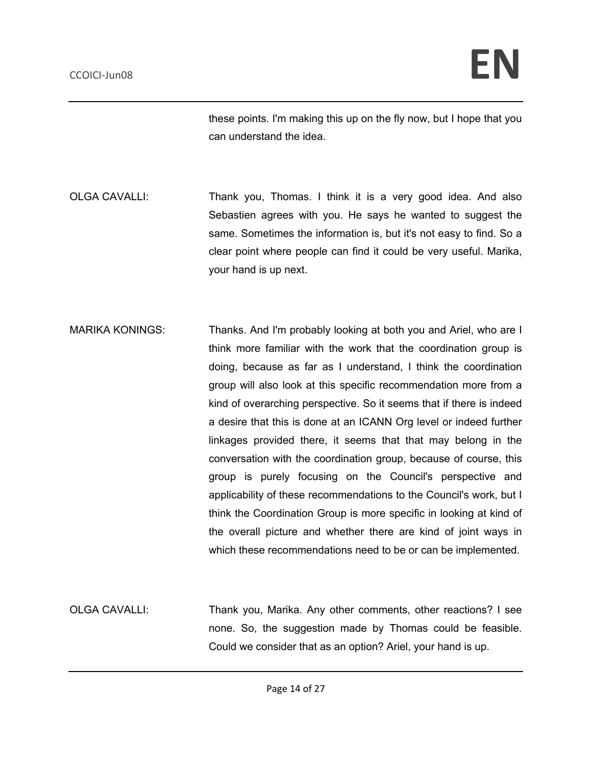these points. I'm making this up on the fly now, but I hope that you can understand the idea.

OLGA CAVALLI: Thank you, Thomas. I think it is a very good idea. And also Sebastien agrees with you. He says he wanted to suggest the same. Sometimes the information is, but it's not easy to find. So a clear point where people can find it could be very useful. Marika, your hand is up next.

MARIKA KONINGS: Thanks. And I'm probably looking at both you and Ariel, who are I think more familiar with the work that the coordination group is doing, because as far as I understand, I think the coordination group will also look at this specific recommendation more from a kind of overarching perspective. So it seems that if there is indeed a desire that this is done at an ICANN Org level or indeed further linkages provided there, it seems that that may belong in the conversation with the coordination group, because of course, this group is purely focusing on the Council's perspective and applicability of these recommendations to the Council's work, but I think the Coordination Group is more specific in looking at kind of the overall picture and whether there are kind of joint ways in which these recommendations need to be or can be implemented.

OLGA CAVALLI: Thank you, Marika. Any other comments, other reactions? I see none. So, the suggestion made by Thomas could be feasible. Could we consider that as an option? Ariel, your hand is up.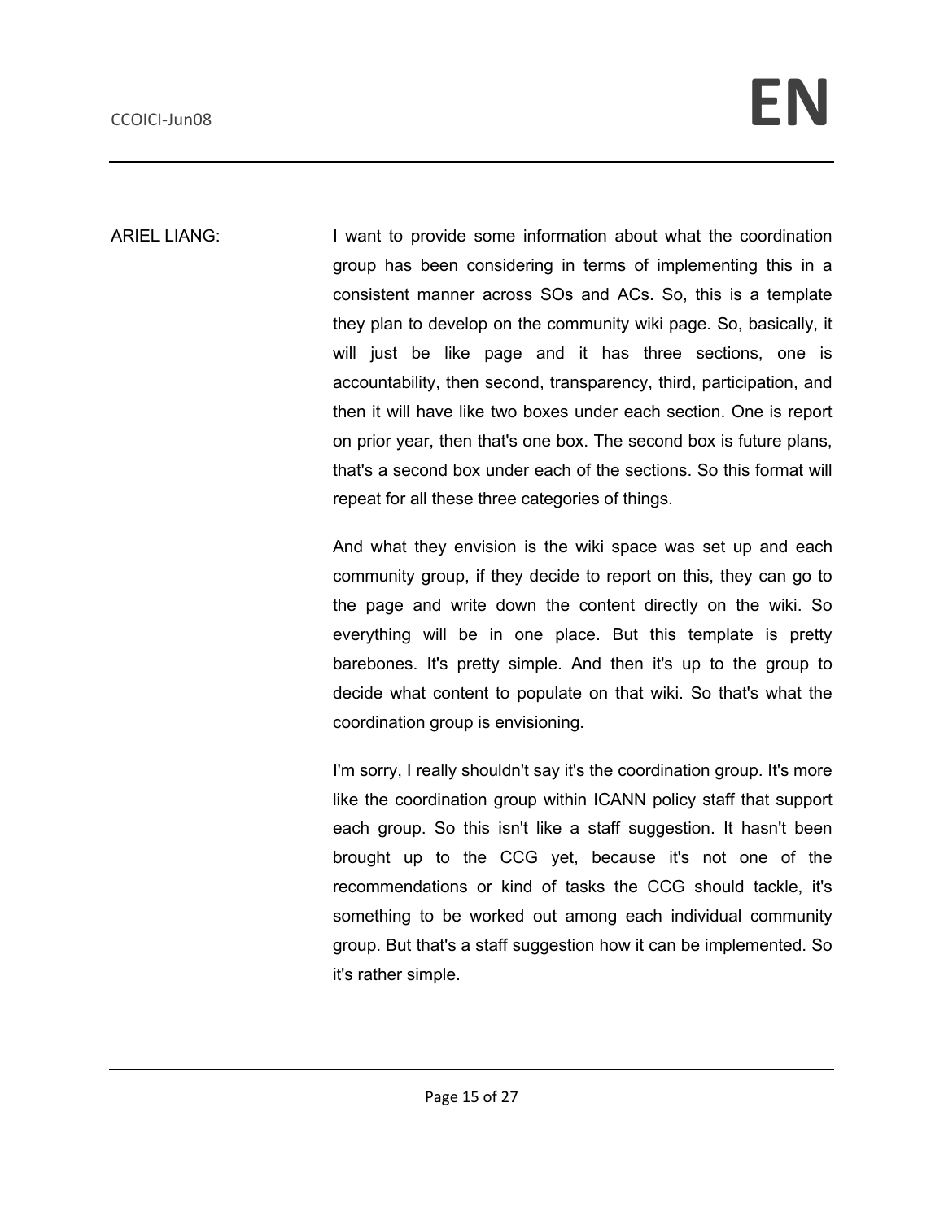ARIEL LIANG: I want to provide some information about what the coordination group has been considering in terms of implementing this in a consistent manner across SOs and ACs. So, this is a template they plan to develop on the community wiki page. So, basically, it will just be like page and it has three sections, one is accountability, then second, transparency, third, participation, and then it will have like two boxes under each section. One is report on prior year, then that's one box. The second box is future plans, that's a second box under each of the sections. So this format will repeat for all these three categories of things.

And what they envision is the wiki space was set up and each community group, if they decide to report on this, they can go to the page and write down the content directly on the wiki. So everything will be in one place. But this template is pretty barebones. It's pretty simple. And then it's up to the group to decide what content to populate on that wiki. So that's what the coordination group is envisioning.

I'm sorry, I really shouldn't say it's the coordination group. It's more like the coordination group within ICANN policy staff that support each group. So this isn't like a staff suggestion. It hasn't been brought up to the CCG yet, because it's not one of the recommendations or kind of tasks the CCG should tackle, it's something to be worked out among each individual community group. But that's a staff suggestion how it can be implemented. So it's rather simple.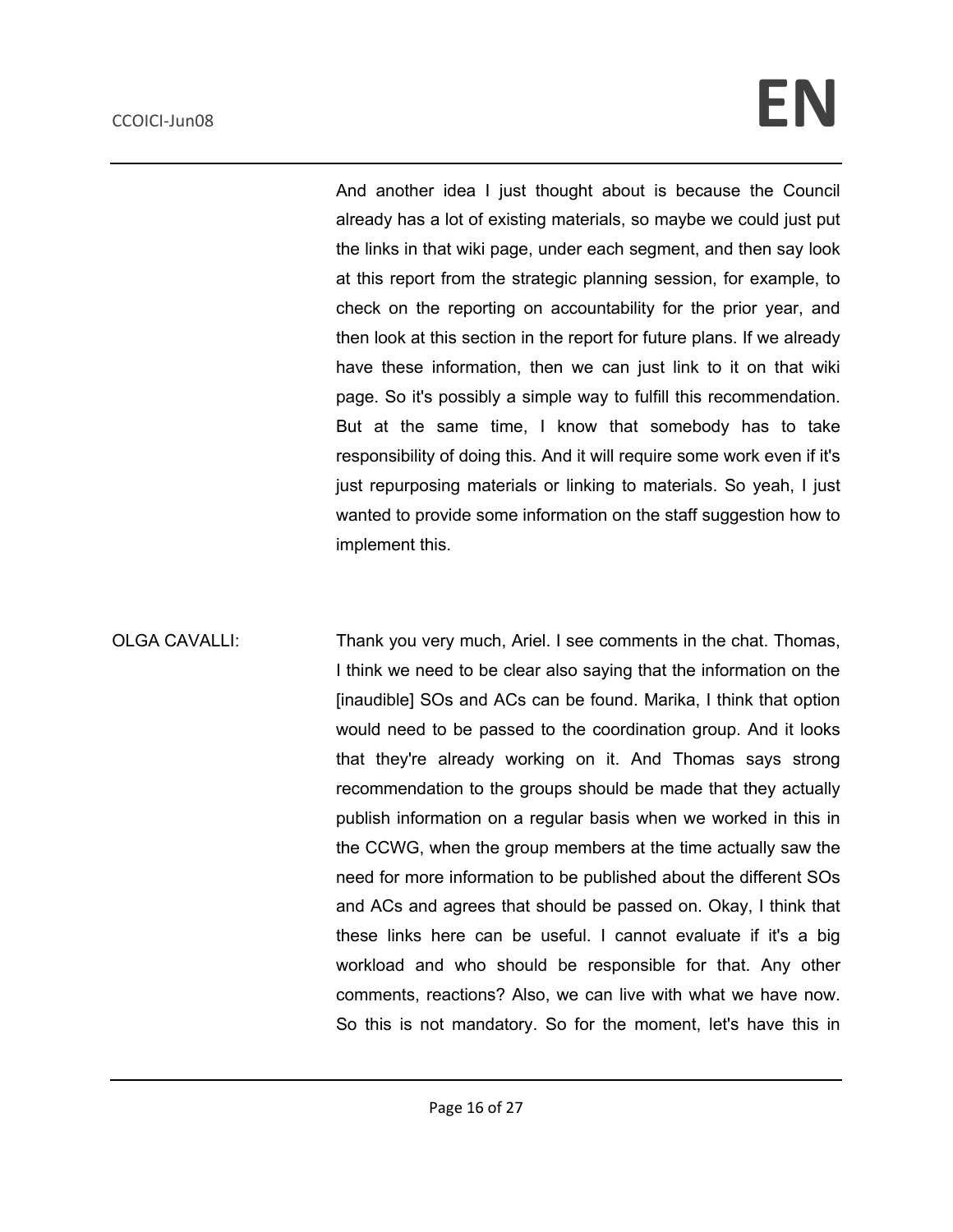And another idea I just thought about is because the Council already has a lot of existing materials, so maybe we could just put the links in that wiki page, under each segment, and then say look at this report from the strategic planning session, for example, to check on the reporting on accountability for the prior year, and then look at this section in the report for future plans. If we already have these information, then we can just link to it on that wiki page. So it's possibly a simple way to fulfill this recommendation. But at the same time, I know that somebody has to take responsibility of doing this. And it will require some work even if it's just repurposing materials or linking to materials. So yeah, I just wanted to provide some information on the staff suggestion how to implement this.

OLGA CAVALLI: Thank you very much, Ariel. I see comments in the chat. Thomas, I think we need to be clear also saying that the information on the [inaudible] SOs and ACs can be found. Marika, I think that option would need to be passed to the coordination group. And it looks that they're already working on it. And Thomas says strong recommendation to the groups should be made that they actually publish information on a regular basis when we worked in this in the CCWG, when the group members at the time actually saw the need for more information to be published about the different SOs and ACs and agrees that should be passed on. Okay, I think that these links here can be useful. I cannot evaluate if it's a big workload and who should be responsible for that. Any other comments, reactions? Also, we can live with what we have now. So this is not mandatory. So for the moment, let's have this in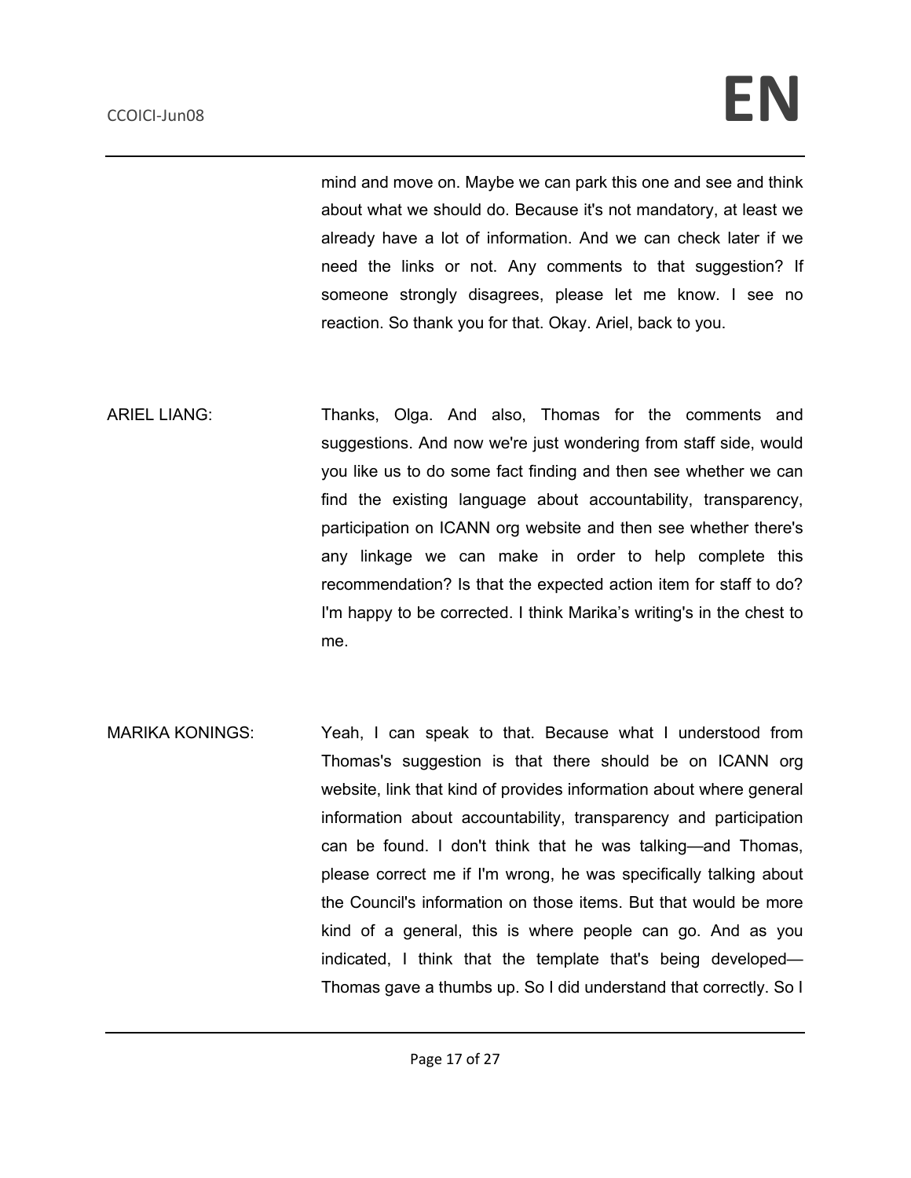mind and move on. Maybe we can park this one and see and think about what we should do. Because it's not mandatory, at least we already have a lot of information. And we can check later if we need the links or not. Any comments to that suggestion? If someone strongly disagrees, please let me know. I see no reaction. So thank you for that. Okay. Ariel, back to you.

ARIEL LIANG: Thanks, Olga. And also, Thomas for the comments and suggestions. And now we're just wondering from staff side, would you like us to do some fact finding and then see whether we can find the existing language about accountability, transparency, participation on ICANN org website and then see whether there's any linkage we can make in order to help complete this recommendation? Is that the expected action item for staff to do? I'm happy to be corrected. I think Marika's writing's in the chest to me.

MARIKA KONINGS: Yeah, I can speak to that. Because what I understood from Thomas's suggestion is that there should be on ICANN org website, link that kind of provides information about where general information about accountability, transparency and participation can be found. I don't think that he was talking—and Thomas, please correct me if I'm wrong, he was specifically talking about the Council's information on those items. But that would be more kind of a general, this is where people can go. And as you indicated, I think that the template that's being developed—Thomas gave a thumbs up. So I did understand that correctly. So I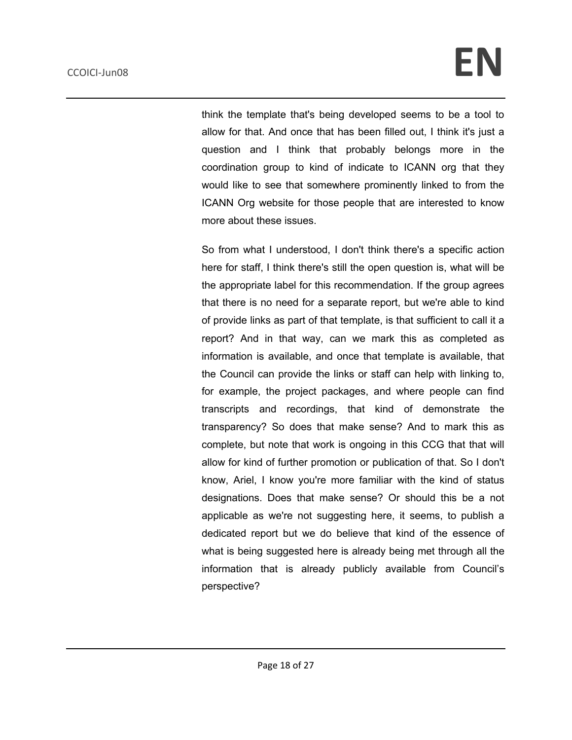think the template that's being developed seems to be a tool to allow for that. And once that has been filled out, I think it's just a question and I think that probably belongs more in the coordination group to kind of indicate to ICANN org that they would like to see that somewhere prominently linked to from the ICANN Org website for those people that are interested to know more about these issues.

So from what I understood, I don't think there's a specific action here for staff, I think there's still the open question is, what will be the appropriate label for this recommendation. If the group agrees that there is no need for a separate report, but we're able to kind of provide links as part of that template, is that sufficient to call it a report? And in that way, can we mark this as completed as information is available, and once that template is available, that the Council can provide the links or staff can help with linking to, for example, the project packages, and where people can find transcripts and recordings, that kind of demonstrate the transparency? So does that make sense? And to mark this as complete, but note that work is ongoing in this CCG that that will allow for kind of further promotion or publication of that. So I don't know, Ariel, I know you're more familiar with the kind of status designations. Does that make sense? Or should this be a not applicable as we're not suggesting here, it seems, to publish a dedicated report but we do believe that kind of the essence of what is being suggested here is already being met through all the information that is already publicly available from Council's perspective?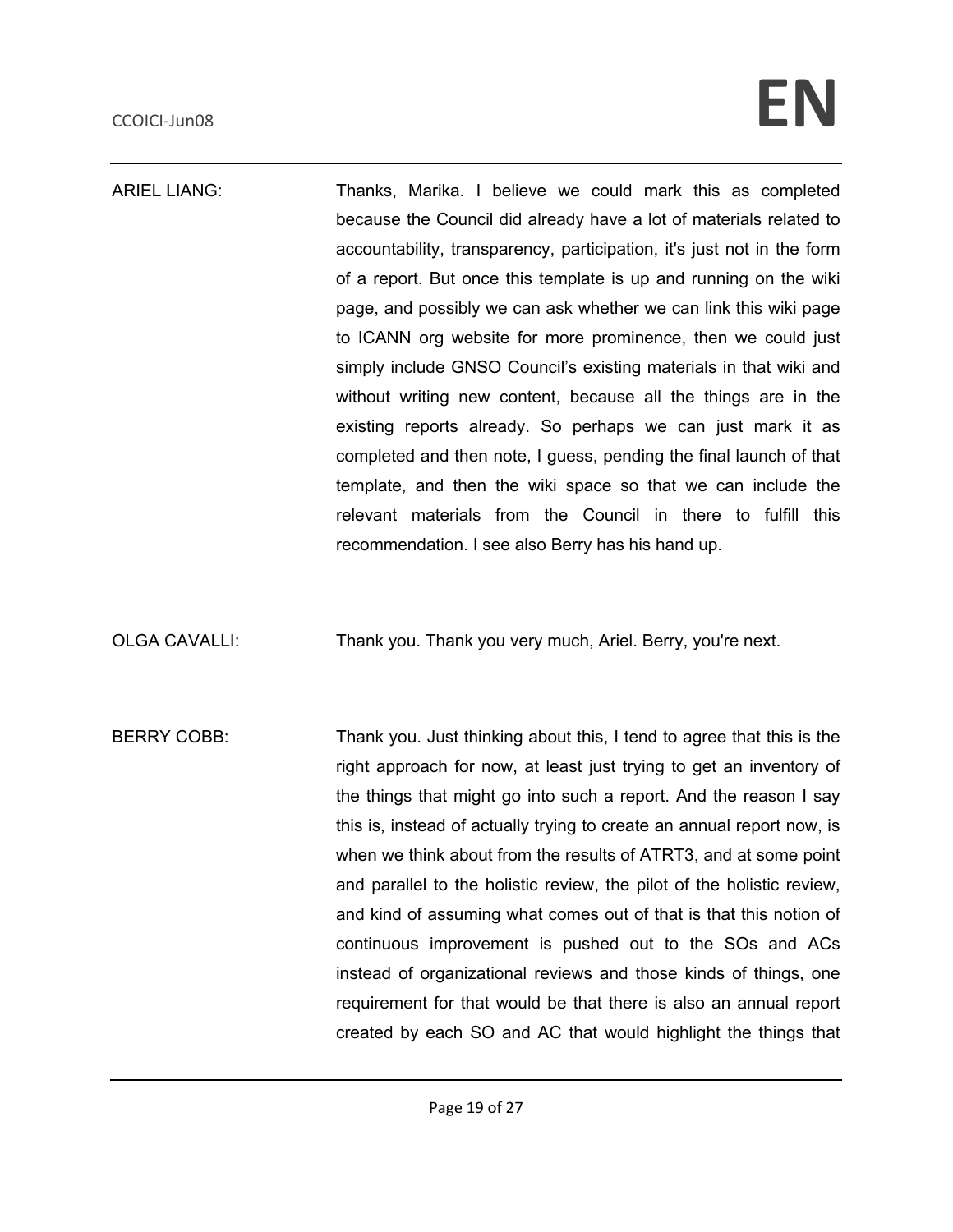ARIEL LIANG: Thanks, Marika. I believe we could mark this as completed because the Council did already have a lot of materials related to accountability, transparency, participation, it's just not in the form of a report. But once this template is up and running on the wiki page, and possibly we can ask whether we can link this wiki page to ICANN org website for more prominence, then we could just simply include GNSO Council's existing materials in that wiki and without writing new content, because all the things are in the existing reports already. So perhaps we can just mark it as completed and then note, I guess, pending the final launch of that template, and then the wiki space so that we can include the relevant materials from the Council in there to fulfill this recommendation. I see also Berry has his hand up.

OLGA CAVALLI: Thank you. Thank you very much, Ariel. Berry, you're next.

BERRY COBB: Thank you. Just thinking about this, I tend to agree that this is the right approach for now, at least just trying to get an inventory of the things that might go into such a report. And the reason I say this is, instead of actually trying to create an annual report now, is when we think about from the results of ATRT3, and at some point and parallel to the holistic review, the pilot of the holistic review, and kind of assuming what comes out of that is that this notion of continuous improvement is pushed out to the SOs and ACs instead of organizational reviews and those kinds of things, one requirement for that would be that there is also an annual report created by each SO and AC that would highlight the things that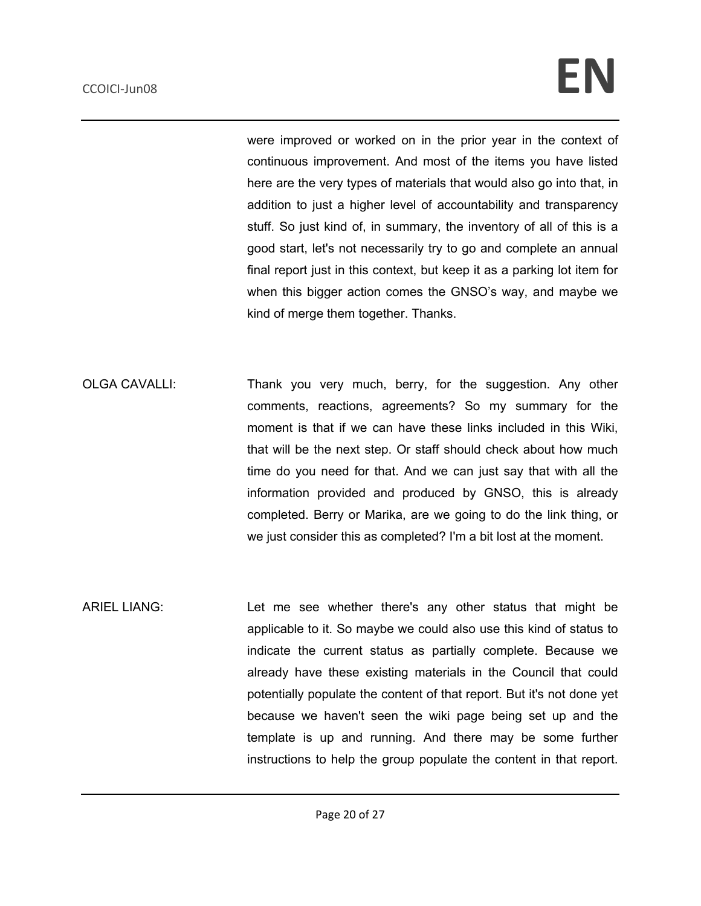were improved or worked on in the prior year in the context of continuous improvement. And most of the items you have listed here are the very types of materials that would also go into that, in addition to just a higher level of accountability and transparency stuff. So just kind of, in summary, the inventory of all of this is a good start, let's not necessarily try to go and complete an annual final report just in this context, but keep it as a parking lot item for when this bigger action comes the GNSO's way, and maybe we kind of merge them together. Thanks.

OLGA CAVALLI: Thank you very much, berry, for the suggestion. Any other comments, reactions, agreements? So my summary for the moment is that if we can have these links included in this Wiki, that will be the next step. Or staff should check about how much time do you need for that. And we can just say that with all the information provided and produced by GNSO, this is already completed. Berry or Marika, are we going to do the link thing, or we just consider this as completed? I'm a bit lost at the moment.

ARIEL LIANG: Let me see whether there's any other status that might be applicable to it. So maybe we could also use this kind of status to indicate the current status as partially complete. Because we already have these existing materials in the Council that could potentially populate the content of that report. But it's not done yet because we haven't seen the wiki page being set up and the template is up and running. And there may be some further instructions to help the group populate the content in that report.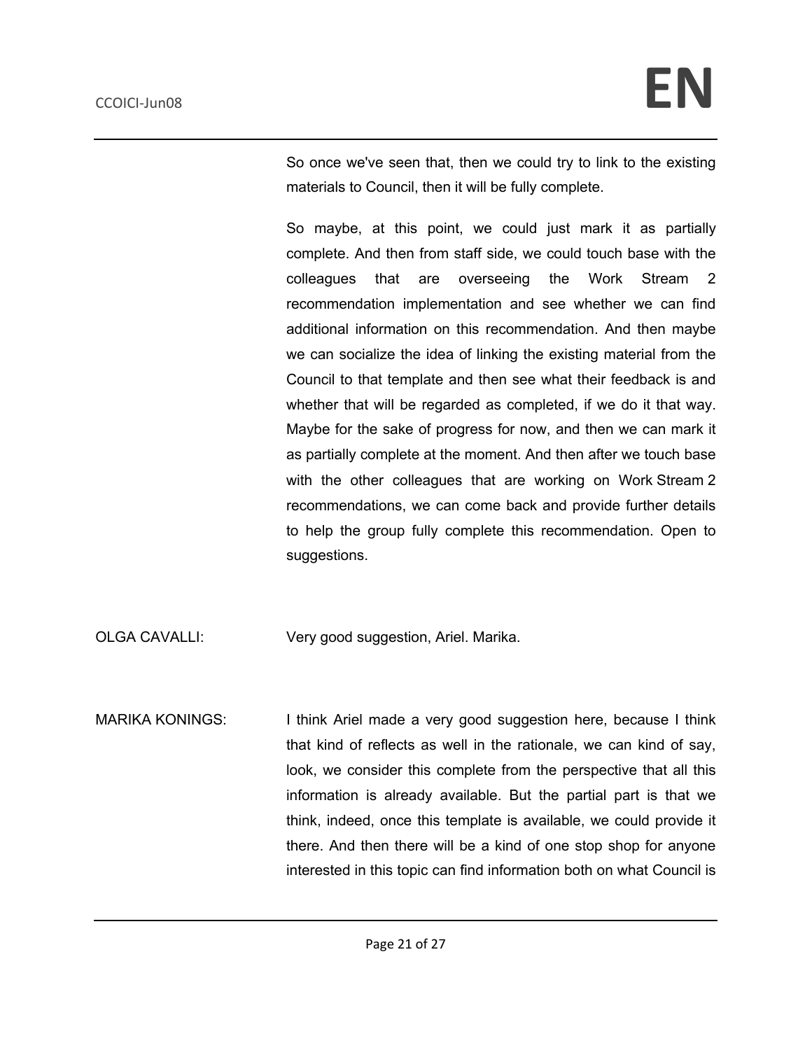So once we've seen that, then we could try to link to the existing materials to Council, then it will be fully complete.

So maybe, at this point, we could just mark it as partially complete. And then from staff side, we could touch base with the colleagues that are overseeing the Work Stream 2 recommendation implementation and see whether we can find additional information on this recommendation. And then maybe we can socialize the idea of linking the existing material from the Council to that template and then see what their feedback is and whether that will be regarded as completed, if we do it that way. Maybe for the sake of progress for now, and then we can mark it as partially complete at the moment. And then after we touch base with the other colleagues that are working on Work Stream 2 recommendations, we can come back and provide further details to help the group fully complete this recommendation. Open to suggestions.

OLGA CAVALLI: Very good suggestion, Ariel. Marika.

MARIKA KONINGS: I think Ariel made a very good suggestion here, because I think that kind of reflects as well in the rationale, we can kind of say, look, we consider this complete from the perspective that all this information is already available. But the partial part is that we think, indeed, once this template is available, we could provide it there. And then there will be a kind of one stop shop for anyone interested in this topic can find information both on what Council is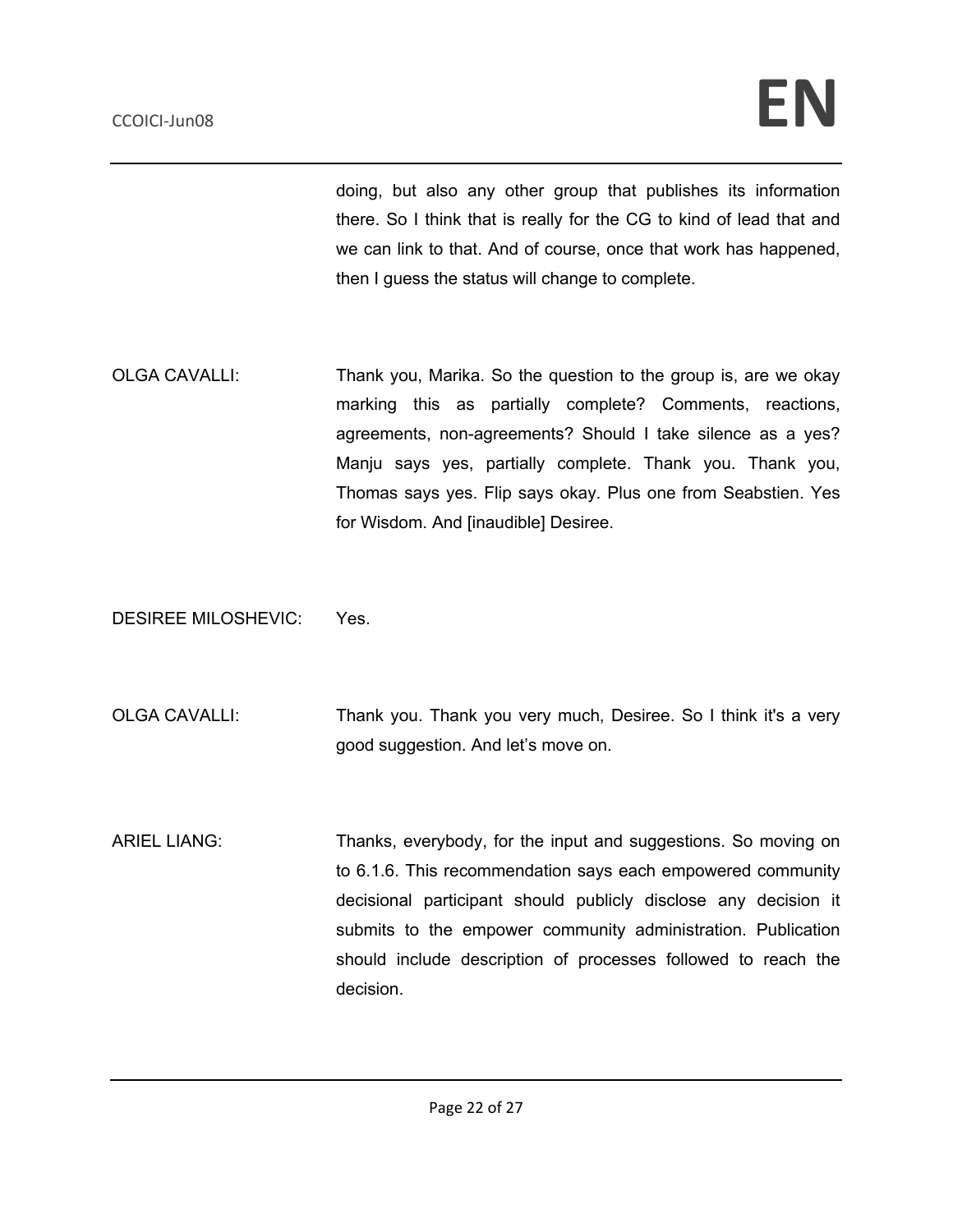doing, but also any other group that publishes its information there. So I think that is really for the CG to kind of lead that and we can link to that. And of course, once that work has happened, then I guess the status will change to complete.

OLGA CAVALLI: Thank you, Marika. So the question to the group is, are we okay marking this as partially complete? Comments, reactions, agreements, non-agreements? Should I take silence as a yes? Manju says yes, partially complete. Thank you. Thank you, Thomas says yes. Flip says okay. Plus one from Seabstien. Yes for Wisdom. And [inaudible] Desiree.

DESIREE MILOSHEVIC: Yes.

OLGA CAVALLI: Thank you. Thank you very much, Desiree. So I think it's a very good suggestion. And let's move on.

ARIEL LIANG: Thanks, everybody, for the input and suggestions. So moving on to 6.1.6. This recommendation says each empowered community decisional participant should publicly disclose any decision it submits to the empower community administration. Publication should include description of processes followed to reach the decision.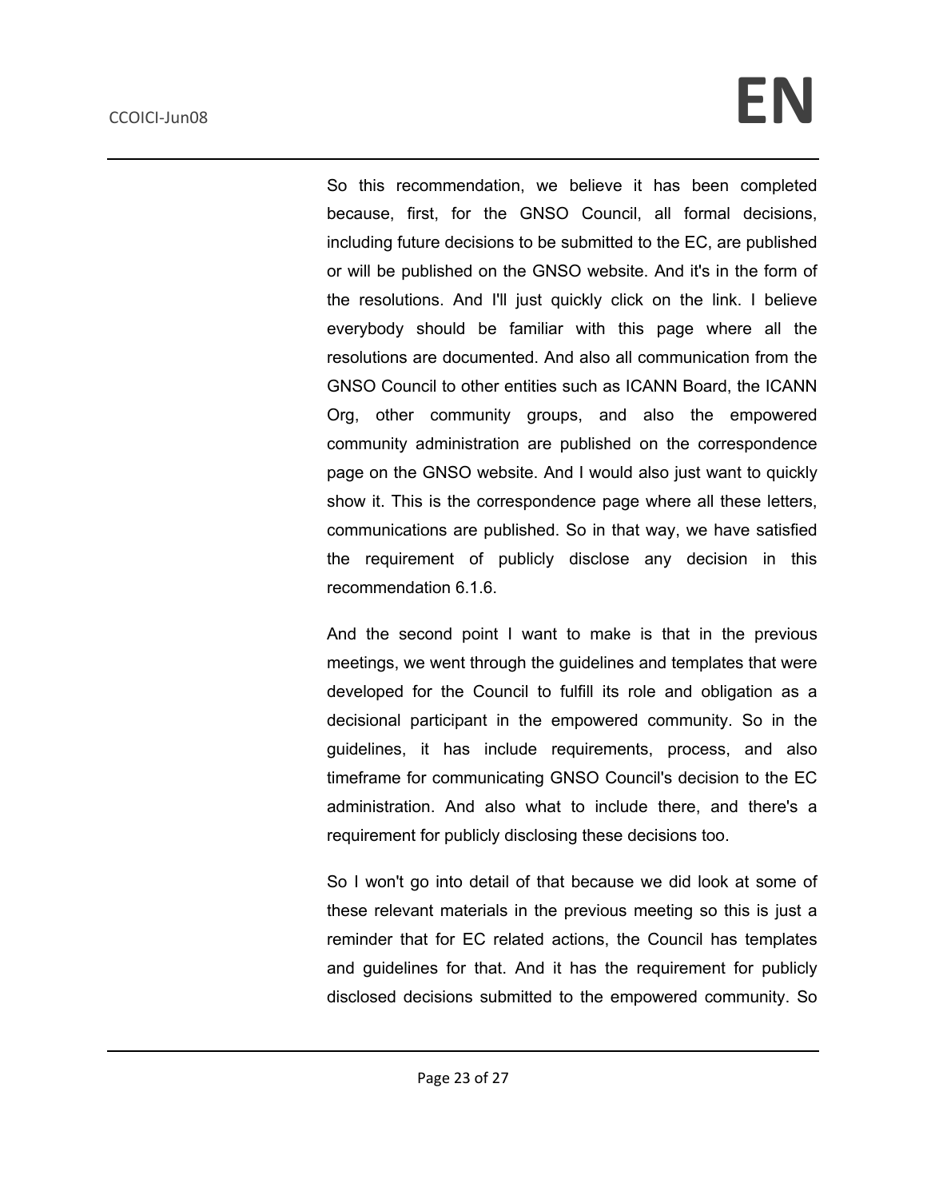So this recommendation, we believe it has been completed because, first, for the GNSO Council, all formal decisions, including future decisions to be submitted to the EC, are published or will be published on the GNSO website. And it's in the form of the resolutions. And I'll just quickly click on the link. I believe everybody should be familiar with this page where all the resolutions are documented. And also all communication from the GNSO Council to other entities such as ICANN Board, the ICANN Org, other community groups, and also the empowered community administration are published on the correspondence page on the GNSO website. And I would also just want to quickly show it. This is the correspondence page where all these letters, communications are published. So in that way, we have satisfied the requirement of publicly disclose any decision in this recommendation 6.1.6.

And the second point I want to make is that in the previous meetings, we went through the guidelines and templates that were developed for the Council to fulfill its role and obligation as a decisional participant in the empowered community. So in the guidelines, it has include requirements, process, and also timeframe for communicating GNSO Council's decision to the EC administration. And also what to include there, and there's a requirement for publicly disclosing these decisions too.

So I won't go into detail of that because we did look at some of these relevant materials in the previous meeting so this is just a reminder that for EC related actions, the Council has templates and guidelines for that. And it has the requirement for publicly disclosed decisions submitted to the empowered community. So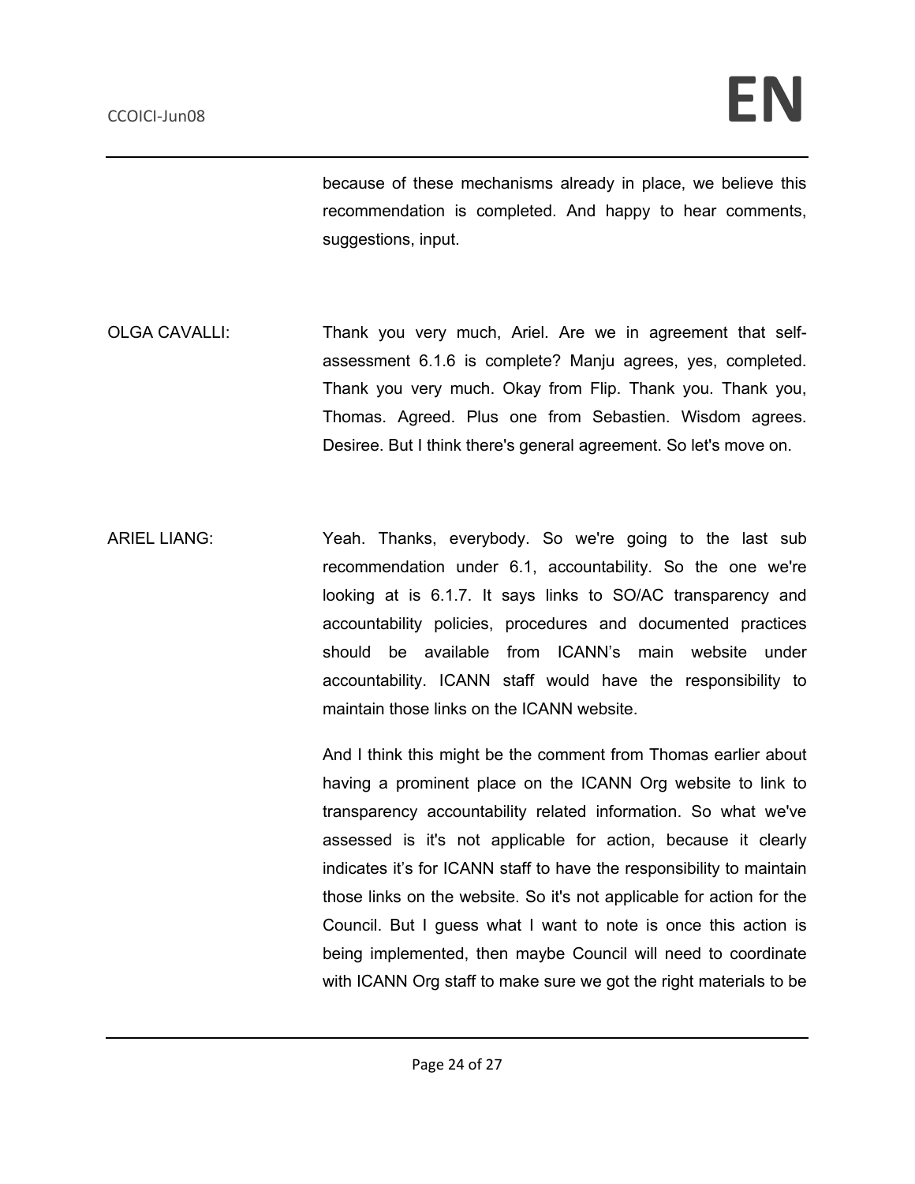because of these mechanisms already in place, we believe this recommendation is completed. And happy to hear comments, suggestions, input.

OLGA CAVALLI: Thank you very much, Ariel. Are we in agreement that self-assessment 6.1.6 is complete? Manju agrees, yes, completed. Thank you very much. Okay from Flip. Thank you. Thank you, Thomas. Agreed. Plus one from Sebastien. Wisdom agrees. Desiree. But I think there's general agreement. So let's move on.

ARIEL LIANG: Yeah. Thanks, everybody. So we're going to the last sub recommendation under 6.1, accountability. So the one we're looking at is 6.1.7. It says links to SO/AC transparency and accountability policies, procedures and documented practices should be available from ICANN's main website under accountability. ICANN staff would have the responsibility to maintain those links on the ICANN website.

And I think this might be the comment from Thomas earlier about having a prominent place on the ICANN Org website to link to transparency accountability related information. So what we've assessed is it's not applicable for action, because it clearly indicates it's for ICANN staff to have the responsibility to maintain those links on the website. So it's not applicable for action for the Council. But I guess what I want to note is once this action is being implemented, then maybe Council will need to coordinate with ICANN Org staff to make sure we got the right materials to be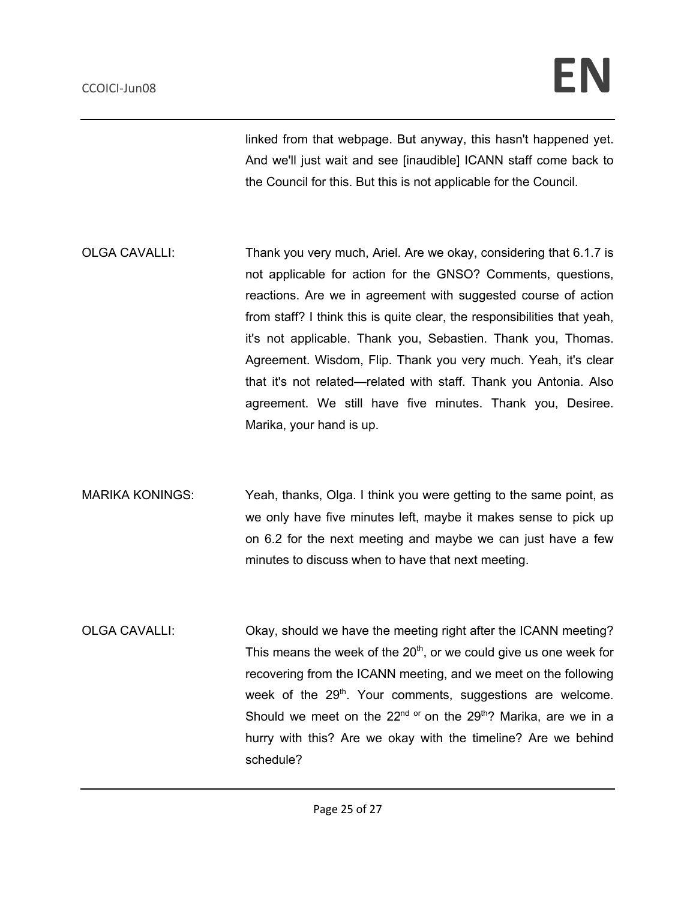linked from that webpage. But anyway, this hasn't happened yet. And we'll just wait and see [inaudible] ICANN staff come back to the Council for this. But this is not applicable for the Council.

OLGA CAVALLI: Thank you very much, Ariel. Are we okay, considering that 6.1.7 is not applicable for action for the GNSO? Comments, questions, reactions. Are we in agreement with suggested course of action from staff? I think this is quite clear, the responsibilities that yeah, it's not applicable. Thank you, Sebastien. Thank you, Thomas. Agreement. Wisdom, Flip. Thank you very much. Yeah, it's clear that it's not related—related with staff. Thank you Antonia. Also agreement. We still have five minutes. Thank you, Desiree. Marika, your hand is up.

MARIKA KONINGS: Yeah, thanks, Olga. I think you were getting to the same point, as we only have five minutes left, maybe it makes sense to pick up on 6.2 for the next meeting and maybe we can just have a few minutes to discuss when to have that next meeting.

OLGA CAVALLI: Okay, should we have the meeting right after the ICANN meeting? This means the week of the 20th, or we could give us one week for recovering from the ICANN meeting, and we meet on the following week of the 29th. Your comments, suggestions are welcome. Should we meet on the 22nd or on the 29th? Marika, are we in a hurry with this? Are we okay with the timeline? Are we behind schedule?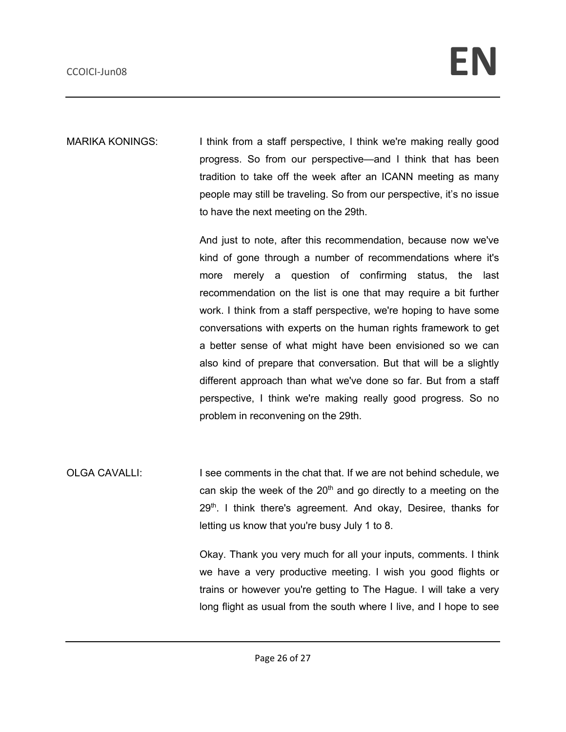MARIKA KONINGS: I think from a staff perspective, I think we're making really good progress. So from our perspective—and I think that has been tradition to take off the week after an ICANN meeting as many people may still be traveling. So from our perspective, it's no issue to have the next meeting on the 29th.

And just to note, after this recommendation, because now we've kind of gone through a number of recommendations where it's more merely a question of confirming status, the last recommendation on the list is one that may require a bit further work. I think from a staff perspective, we're hoping to have some conversations with experts on the human rights framework to get a better sense of what might have been envisioned so we can also kind of prepare that conversation. But that will be a slightly different approach than what we've done so far. But from a staff perspective, I think we're making really good progress. So no problem in reconvening on the 29th.

OLGA CAVALLI: I see comments in the chat that. If we are not behind schedule, we can skip the week of the 20th and go directly to a meeting on the 29th. I think there's agreement. And okay, Desiree, thanks for letting us know that you're busy July 1 to 8.

Okay. Thank you very much for all your inputs, comments. I think we have a very productive meeting. I wish you good flights or trains or however you're getting to The Hague. I will take a very long flight as usual from the south where I live, and I hope to see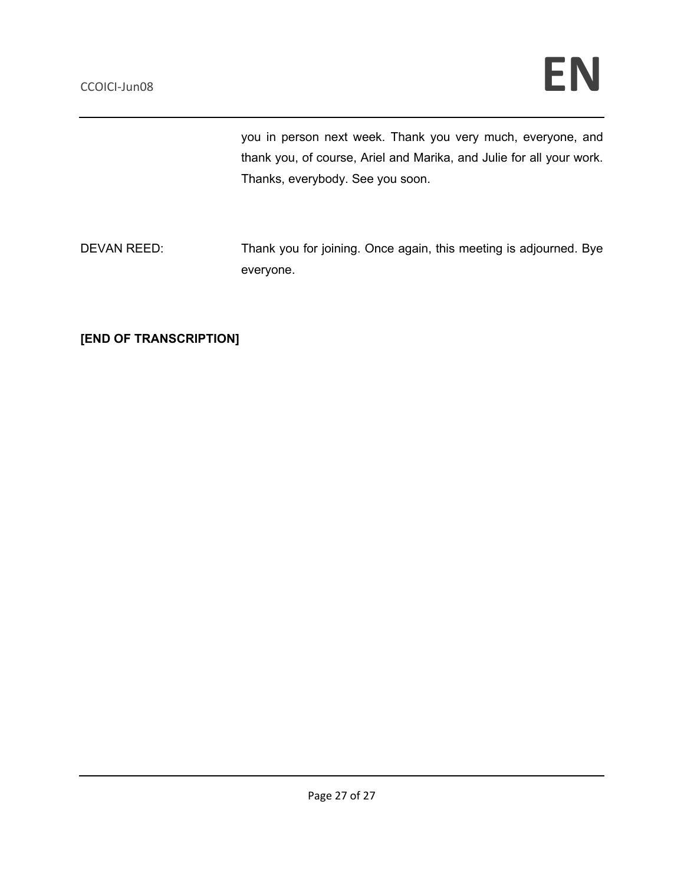you in person next week. Thank you very much, everyone, and thank you, of course, Ariel and Marika, and Julie for all your work. Thanks, everybody. See you soon.

DEVAN REED: Thank you for joining. Once again, this meeting is adjourned. Bye everyone.

**[END OF TRANSCRIPTION]**